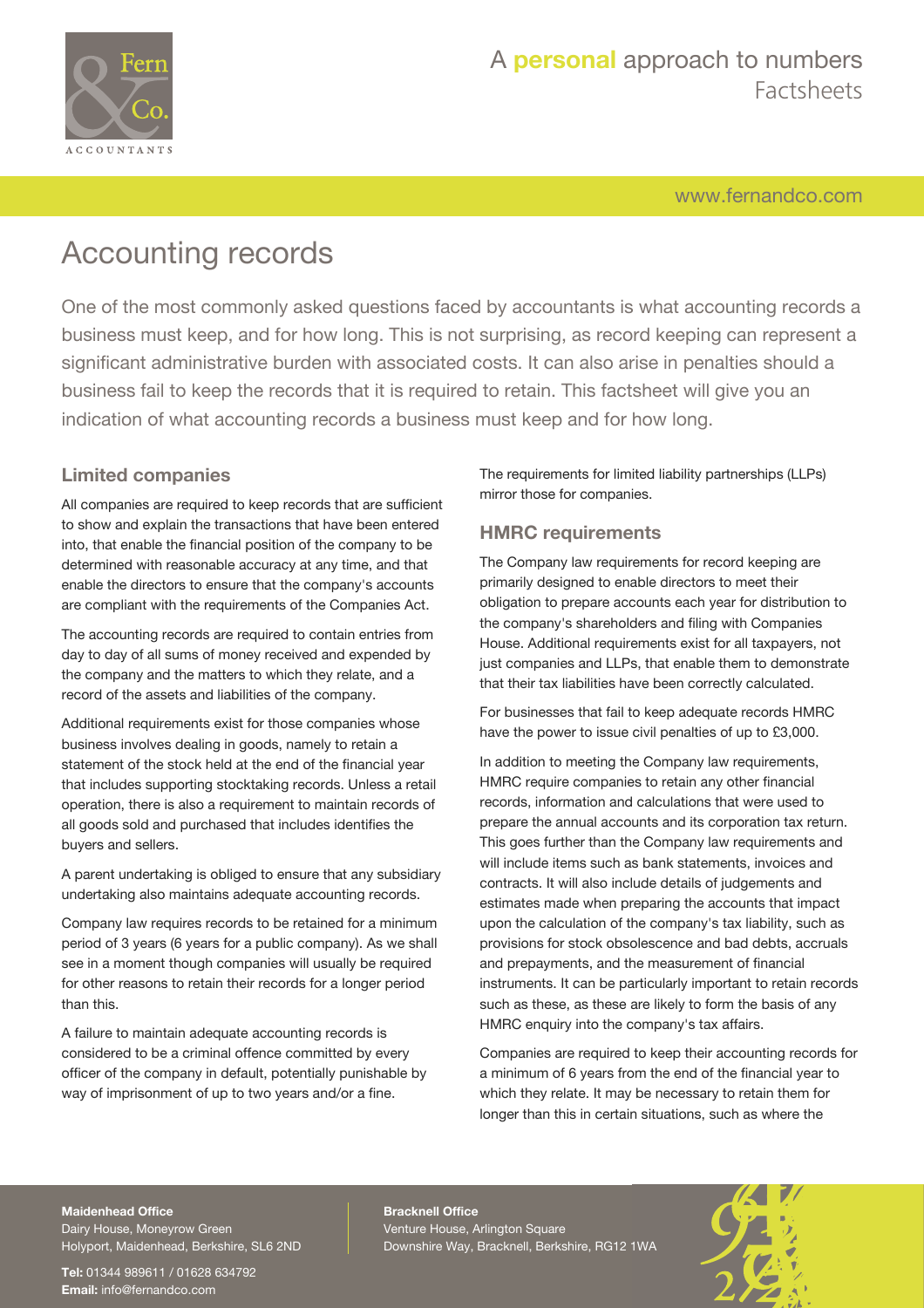# Accounting records

One of the most commonly asked questions faced by accountants is what accounting records a business must keep, and for how long. This is not surprising, as record keeping can represent a significant administrative burden with associated costs. It can also arise in penalties should a business fail to keep the records that it is required to retain. This factsheet will give you an indication of what accounting records a business must keep and for how long.

## Limited companies

All companies are required to keep records that are sufficient to show and explain the transactions that have been entered into, that enable the financial position of the company to be determined with reasonable accuracy at any time, and that enable the directors to ensure that the company's accounts are compliant with the requirements of the Companies Act.

The accounting records are required to contain entries from day to day of all sums of money received and expended by the company and the matters to which they relate, and a record of the assets and liabilities of the company.

Additional requirements exist for those companies whose business involves dealing in goods, namely to retain a statement of the stock held at the end of the financial year that includes supporting stocktaking records. Unless a retail operation, there is also a requirement to maintain records of all goods sold and purchased that includes identifies the buyers and sellers.

A parent undertaking is obliged to ensure that any subsidiary undertaking also maintains adequate accounting records.

Company law requires records to be retained for a minimum period of 3 years (6 years for a public company). As we shall see in a moment though companies will usually be required for other reasons to retain their records for a longer period than this.

A failure to maintain adequate accounting records is considered to be a criminal offence committed by every officer of the company in default, potentially punishable by way of imprisonment of up to two years and/or a fine.

The requirements for limited liability partnerships (LLPs) mirror those for companies.

## HMRC requirements

The Company law requirements for record keeping are primarily designed to enable directors to meet their obligation to prepare accounts each year for distribution to the company's shareholders and filing with Companies House. Additional requirements exist for all taxpayers, not just companies and LLPs, that enable them to demonstrate that their tax liabilities have been correctly calculated.

For businesses that fail to keep adequate records HMRC have the power to issue civil penalties of up to £3,000.

In addition to meeting the Company law requirements, HMRC require companies to retain any other financial records, information and calculations that were used to prepare the annual accounts and its corporation tax return. This goes further than the Company law requirements and will include items such as bank statements, invoices and contracts. It will also include details of judgements and estimates made when preparing the accounts that impact upon the calculation of the company's tax liability, such as provisions for stock obsolescence and bad debts, accruals and prepayments, and the measurement of financial instruments. It can be particularly important to retain records such as these, as these are likely to form the basis of any HMRC enquiry into the company's tax affairs.

Companies are required to keep their accounting records for a minimum of 6 years from the end of the financial year to which they relate. It may be necessary to retain them for longer than this in certain situations, such as where the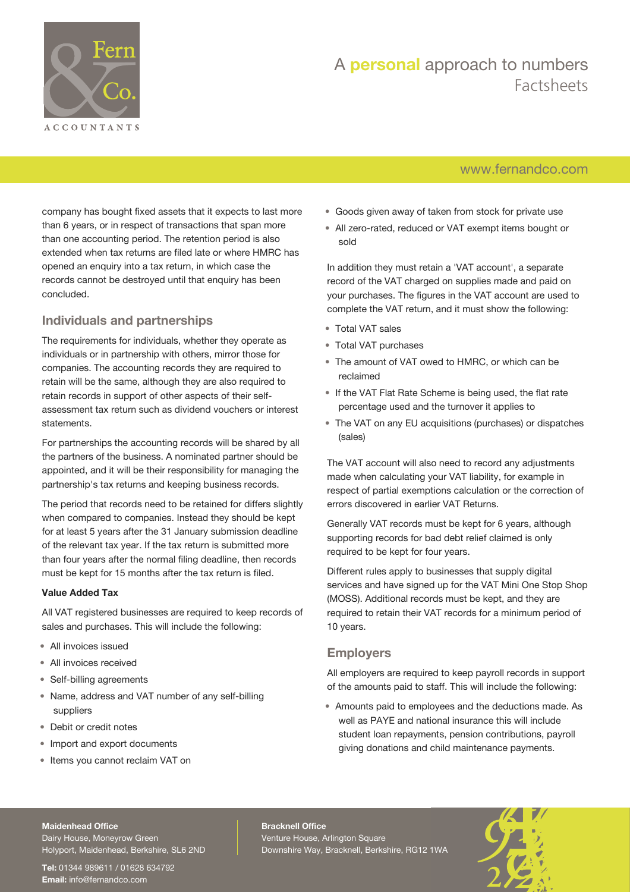company has bought fixed assets that it expects to last more than 6 years, or in respect of transactions that span more than one accounting period. The retention period is also extended when tax returns are filed late or where HMRC has opened an enquiry into a tax return, in which case the records cannot be destroyed until that enquiry has been concluded.

## Individuals and partnerships

The requirements for individuals, whether they operate as individuals or in partnership with others, mirror those for companies. The accounting records they are required to retain will be the same, although they are also required to retain records in support of other aspects of their self-assessment tax return such as dividend vouchers or interest statements.

For partnerships the accounting records will be shared by all the partners of the business. A nominated partner should be appointed, and it will be their responsibility for managing the partnership's tax returns and keeping business records.

The period that records need to be retained for differs slightly when compared to companies. Instead they should be kept for at least 5 years after the 31 January submission deadline of the relevant tax year. If the tax return is submitted more than four years after the normal filing deadline, then records must be kept for 15 months after the tax return is filed.

**Value Added Tax**

All VAT registered businesses are required to keep records of sales and purchases. This will include the following:

- All invoices issued
- All invoices received
- Self-billing agreements
- Name, address and VAT number of any self-billing suppliers
- Debit or credit notes
- Import and export documents
- Items you cannot reclaim VAT on
- Goods given away of taken from stock for private use
- All zero-rated, reduced or VAT exempt items bought or sold

In addition they must retain a 'VAT account', a separate record of the VAT charged on supplies made and paid on your purchases. The figures in the VAT account are used to complete the VAT return, and it must show the following:

- Total VAT sales
- Total VAT purchases
- The amount of VAT owed to HMRC, or which can be reclaimed
- If the VAT Flat Rate Scheme is being used, the flat rate percentage used and the turnover it applies to
- The VAT on any EU acquisitions (purchases) or dispatches (sales)

The VAT account will also need to record any adjustments made when calculating your VAT liability, for example in respect of partial exemptions calculation or the correction of errors discovered in earlier VAT Returns.

Generally VAT records must be kept for 6 years, although supporting records for bad debt relief claimed is only required to be kept for four years.

Different rules apply to businesses that supply digital services and have signed up for the VAT Mini One Stop Shop (MOSS). Additional records must be kept, and they are required to retain their VAT records for a minimum period of 10 years.

## Employers

All employers are required to keep payroll records in support of the amounts paid to staff. This will include the following:

- Amounts paid to employees and the deductions made. As well as PAYE and national insurance this will include student loan repayments, pension contributions, payroll giving donations and child maintenance payments.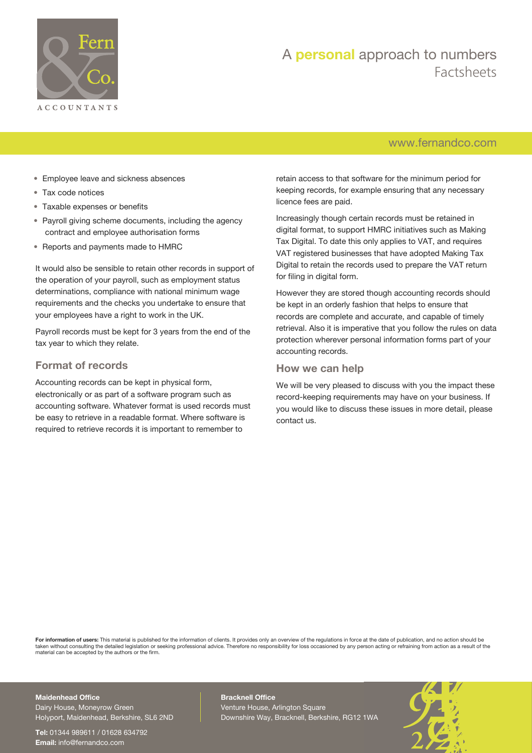- Employee leave and sickness absences
- Tax code notices
- Taxable expenses or benefits
- Payroll giving scheme documents, including the agency contract and employee authorisation forms
- Reports and payments made to HMRC

It would also be sensible to retain other records in support of the operation of your payroll, such as employment status determinations, compliance with national minimum wage requirements and the checks you undertake to ensure that your employees have a right to work in the UK.

Payroll records must be kept for 3 years from the end of the tax year to which they relate.

## Format of records

Accounting records can be kept in physical form, electronically or as part of a software program such as accounting software. Whatever format is used records must be easy to retrieve in a readable format. Where software is required to retrieve records it is important to remember to retain access to that software for the minimum period for keeping records, for example ensuring that any necessary licence fees are paid.

Increasingly though certain records must be retained in digital format, to support HMRC initiatives such as Making Tax Digital. To date this only applies to VAT, and requires VAT registered businesses that have adopted Making Tax Digital to retain the records used to prepare the VAT return for filing in digital form.

However they are stored though accounting records should be kept in an orderly fashion that helps to ensure that records are complete and accurate, and capable of timely retrieval. Also it is imperative that you follow the rules on data protection wherever personal information forms part of your accounting records.

## How we can help

We will be very pleased to discuss with you the impact these record-keeping requirements may have on your business. If you would like to discuss these issues in more detail, please contact us.

**For information of users:** This material is published for the information of clients. It provides only an overview of the regulations in force at the date of publication, and no action should be taken without consulting the detailed legislation or seeking professional advice. Therefore no responsibility for loss occasioned by any person acting or refraining from action as a result of the material can be accepted by the authors or the firm.